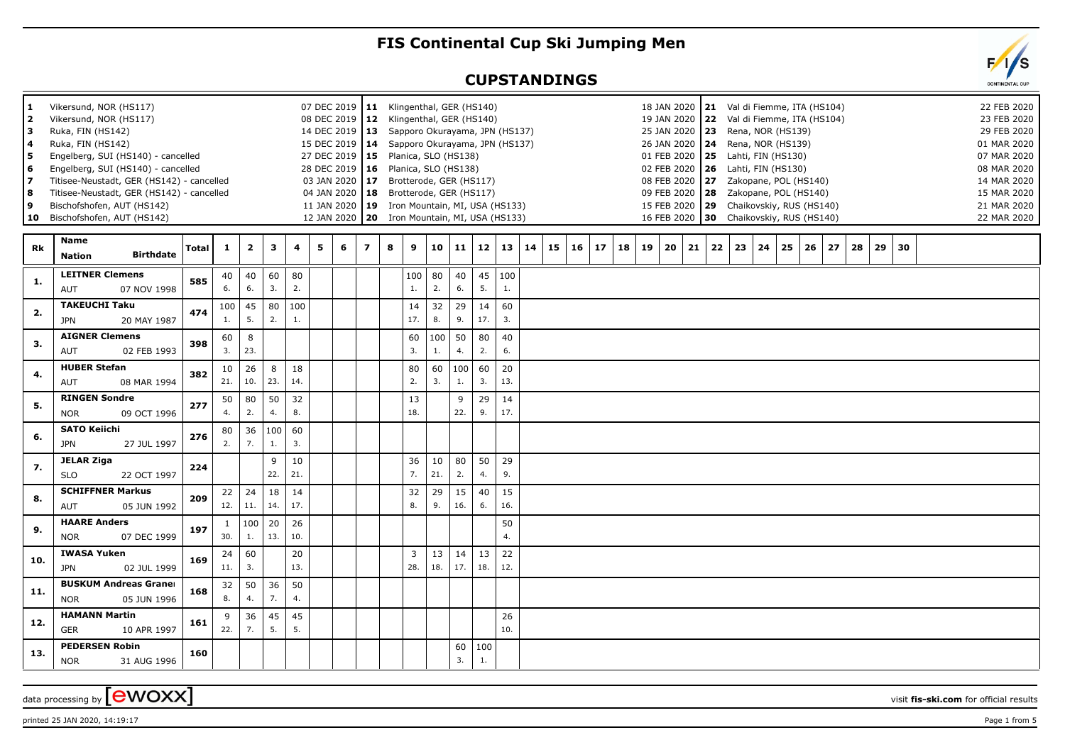# FIS Continental Cup Ski Jumping Men

## CUPSTANDINGS

| # | Venue | Date | # | Venue | Date | # | Venue | Date |
|---|---|---|---|---|---|---|---|---|
| 1 | Vikersund, NOR (HS117) | 07 DEC 2019 | 11 | Klingenthal, GER (HS140) | 18 JAN 2020 | 21 | Val di Fiemme, ITA (HS104) | 22 FEB 2020 |
| 2 | Vikersund, NOR (HS117) | 08 DEC 2019 | 12 | Klingenthal, GER (HS140) | 19 JAN 2020 | 22 | Val di Fiemme, ITA (HS104) | 23 FEB 2020 |
| 3 | Ruka, FIN (HS142) | 14 DEC 2019 | 13 | Sapporo Okurayama, JPN (HS137) | 25 JAN 2020 | 23 | Rena, NOR (HS139) | 29 FEB 2020 |
| 4 | Ruka, FIN (HS142) | 15 DEC 2019 | 14 | Sapporo Okurayama, JPN (HS137) | 26 JAN 2020 | 24 | Rena, NOR (HS139) | 01 MAR 2020 |
| 5 | Engelberg, SUI (HS140) - cancelled | 27 DEC 2019 | 15 | Planica, SLO (HS138) | 01 FEB 2020 | 25 | Lahti, FIN (HS130) | 07 MAR 2020 |
| 6 | Engelberg, SUI (HS140) - cancelled | 28 DEC 2019 | 16 | Planica, SLO (HS138) | 02 FEB 2020 | 26 | Lahti, FIN (HS130) | 08 MAR 2020 |
| 7 | Titisee-Neustadt, GER (HS142) - cancelled | 03 JAN 2020 | 17 | Brotterode, GER (HS117) | 08 FEB 2020 | 27 | Zakopane, POL (HS140) | 14 MAR 2020 |
| 8 | Titisee-Neustadt, GER (HS142) - cancelled | 04 JAN 2020 | 18 | Brotterode, GER (HS117) | 09 FEB 2020 | 28 | Zakopane, POL (HS140) | 15 MAR 2020 |
| 9 | Bischofshofen, AUT (HS142) | 11 JAN 2020 | 19 | Iron Mountain, MI, USA (HS133) | 15 FEB 2020 | 29 | Chaikovskiy, RUS (HS140) | 21 MAR 2020 |
| 10 | Bischofshofen, AUT (HS142) | 12 JAN 2020 | 20 | Iron Mountain, MI, USA (HS133) | 16 FEB 2020 | 30 | Chaikovskiy, RUS (HS140) | 22 MAR 2020 |

| Rk | Name / Nation / Birthdate | Total | 1 | 2 | 3 | 4 | 5 | 6 | 7 | 8 | 9 | 10 | 11 | 12 | 13 | 14 | 15 | 16 | 17 | 18 | 19 | 20 | 21 | 22 | 23 | 24 | 25 | 26 | 27 | 28 | 29 | 30 |
|---|---|---|---|---|---|---|---|---|---|---|---|---|---|---|---|---|---|---|---|---|---|---|---|---|---|---|---|---|---|---|---|---|
| 1. | LEITNER Clemens AUT 07 NOV 1998 | 585 | 40 6. | 40 6. | 60 3. | 80 2. | | | | | 100 1. | 80 2. | 40 6. | 45 5. | 100 1. | | | | | | | | | | | | | | | | | |
| 2. | TAKEUCHI Taku JPN 20 MAY 1987 | 474 | 100 1. | 45 5. | 80 2. | 100 1. | | | | | 14 17. | 32 8. | 29 9. | 14 17. | 60 3. | | | | | | | | | | | | | | | | | |
| 3. | AIGNER Clemens AUT 02 FEB 1993 | 398 | 60 3. | 8 23. | | | | | | | 60 3. | 100 1. | 50 4. | 80 2. | 40 6. | | | | | | | | | | | | | | | | | |
| 4. | HUBER Stefan AUT 08 MAR 1994 | 382 | 10 21. | 26 10. | 8 23. | 18 14. | | | | | 80 2. | 60 3. | 100 1. | 60 3. | 20 13. | | | | | | | | | | | | | | | | | |
| 5. | RINGEN Sondre NOR 09 OCT 1996 | 277 | 50 4. | 80 2. | 50 4. | 32 8. | | | | | 13 18. | | 9 22. | 29 9. | 14 17. | | | | | | | | | | | | | | | | | |
| 6. | SATO Keiichi JPN 27 JUL 1997 | 276 | 80 2. | 36 7. | 100 1. | 60 3. | | | | | | | | | | | | | | | | | | | | | | | | | | |
| 7. | JELAR Ziga SLO 22 OCT 1997 | 224 | | | 9 22. | 10 21. | | | | | 36 7. | 10 21. | 80 2. | 50 4. | 29 9. | | | | | | | | | | | | | | | | | |
| 8. | SCHIFFNER Markus AUT 05 JUN 1992 | 209 | 22 12. | 24 11. | 18 14. | 14 17. | | | | | 32 8. | 29 9. | 15 16. | 40 6. | 15 16. | | | | | | | | | | | | | | | | | |
| 9. | HAARE Anders NOR 07 DEC 1999 | 197 | 1 30. | 100 1. | 20 13. | 26 10. | | | | | | | | | 50 4. | | | | | | | | | | | | | | | | | |
| 10. | IWASA Yuken JPN 02 JUL 1999 | 169 | 24 11. | 60 3. | | 20 13. | | | | | 3 28. | 13 18. | 14 17. | 13 18. | 22 12. | | | | | | | | | | | | | | | | | |
| 11. | BUSKUM Andreas Granerud NOR 05 JUN 1996 | 168 | 32 8. | 50 4. | 36 7. | 50 4. | | | | | | | | | | | | | | | | | | | | | | | | | | |
| 12. | HAMANN Martin GER 10 APR 1997 | 161 | 9 22. | 36 7. | 45 5. | 45 5. | | | | | | | | | 26 10. | | | | | | | | | | | | | | | | | |
| 13. | PEDERSEN Robin NOR 31 AUG 1996 | 160 | | | | | | | | | | | 60 3. | 100 1. | | | | | | | | | | | | | | | | | | |

data processing by ewoxx — visit fis-ski.com for official results

printed 25 JAN 2020, 14:19:17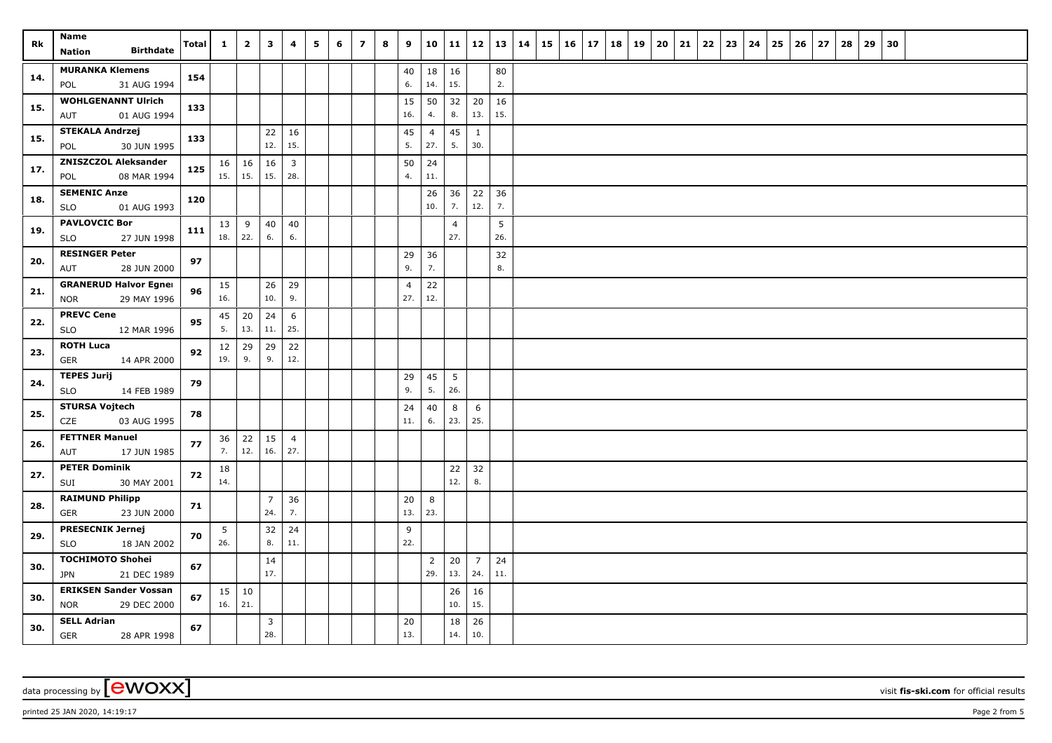| Rk | Name<br>Nation Birthdate | Total | 1 | 2 | 3 | 4 | 5 | 6 | 7 | 8 | 9 | 10 | 11 | 12 | 13 | 14 | 15 | 16 | 17 | 18 | 19 | 20 | 21 | 22 | 23 | 24 | 25 | 26 | 27 | 28 | 29 | 30 |
|---|---|---|---|---|---|---|---|---|---|---|---|---|---|---|---|---|---|---|---|---|---|---|---|---|---|---|---|---|---|---|---|---|
| 14. | **MURANKA Klemens**<br>POL 31 AUG 1994 | 154 | | | | | | | | | 40<br>6. | 18<br>14. | 16<br>15. | | 80<br>2. | | | | | | | | | | | | | | | | | |
| 15. | **WOHLGENANNT Ulrich**<br>AUT 01 AUG 1994 | 133 | | | | | | | | | 15<br>16. | 50<br>4. | 32<br>8. | 20<br>13. | 16<br>15. | | | | | | | | | | | | | | | | | |
| 15. | **STEKALA Andrzej**<br>POL 30 JUN 1995 | 133 | | | 22<br>12. | 16<br>15. | | | | | 45<br>5. | 4<br>27. | 45<br>5. | 1<br>30. | | | | | | | | | | | | | | | | | | |
| 17. | **ZNISZCZOL Aleksander**<br>POL 08 MAR 1994 | 125 | 16<br>15. | 16<br>15. | 16<br>15. | 3<br>28. | | | | | 50<br>4. | 24<br>11. | | | | | | | | | | | | | | | | | | | | |
| 18. | **SEMENIC Anze**<br>SLO 01 AUG 1993 | 120 | | | | | | | | | | 26<br>10. | 36<br>7. | 22<br>12. | 36<br>7. | | | | | | | | | | | | | | | | | |
| 19. | **PAVLOVCIC Bor**<br>SLO 27 JUN 1998 | 111 | 13<br>18. | 9<br>22. | 40<br>6. | 40<br>6. | | | | | | | 4<br>27. | | 5<br>26. | | | | | | | | | | | | | | | | | |
| 20. | **RESINGER Peter**<br>AUT 28 JUN 2000 | 97 | | | | | | | | | 29<br>9. | 36<br>7. | | | 32<br>8. | | | | | | | | | | | | | | | | | |
| 21. | **GRANERUD Halvor Egner**<br>NOR 29 MAY 1996 | 96 | 15<br>16. | | 26<br>10. | 29<br>9. | | | | | 4<br>27. | 22<br>12. | | | | | | | | | | | | | | | | | | | | |
| 22. | **PREVC Cene**<br>SLO 12 MAR 1996 | 95 | 45<br>5. | 20<br>13. | 24<br>11. | 6<br>25. | | | | | | | | | | | | | | | | | | | | | | | | | | |
| 23. | **ROTH Luca**<br>GER 14 APR 2000 | 92 | 12<br>19. | 29<br>9. | 29<br>9. | 22<br>12. | | | | | | | | | | | | | | | | | | | | | | | | | | |
| 24. | **TEPES Jurij**<br>SLO 14 FEB 1989 | 79 | | | | | | | | | 29<br>9. | 45<br>5. | 5<br>26. | | | | | | | | | | | | | | | | | | | |
| 25. | **STURSA Vojtech**<br>CZE 03 AUG 1995 | 78 | | | | | | | | | 24<br>11. | 40<br>6. | 8<br>23. | 6<br>25. | | | | | | | | | | | | | | | | | | |
| 26. | **FETTNER Manuel**<br>AUT 17 JUN 1985 | 77 | 36<br>7. | 22<br>12. | 15<br>16. | 4<br>27. | | | | | | | | | | | | | | | | | | | | | | | | | | |
| 27. | **PETER Dominik**<br>SUI 30 MAY 2001 | 72 | 18<br>14. | | | | | | | | | | 22<br>12. | 32<br>8. | | | | | | | | | | | | | | | | | | |
| 28. | **RAIMUND Philipp**<br>GER 23 JUN 2000 | 71 | | | 7<br>24. | 36<br>7. | | | | | 20<br>13. | 8<br>23. | | | | | | | | | | | | | | | | | | | | |
| 29. | **PRESECNIK Jernej**<br>SLO 18 JAN 2002 | 70 | 5<br>26. | | 32<br>8. | 24<br>11. | | | | | 9<br>22. | | | | | | | | | | | | | | | | | | | | | |
| 30. | **TOCHIMOTO Shohei**<br>JPN 21 DEC 1989 | 67 | | | 14<br>17. | | | | | | | 2<br>29. | 20<br>13. | 7<br>24. | 24<br>11. | | | | | | | | | | | | | | | | | |
| 30. | **ERIKSEN Sander Vossan**<br>NOR 29 DEC 2000 | 67 | 15<br>16. | 10<br>21. | | | | | | | | | 26<br>10. | 16<br>15. | | | | | | | | | | | | | | | | | | |
| 30. | **SELL Adrian**<br>GER 28 APR 1998 | 67 | | | 3<br>28. | | | | | | 20<br>13. | | 18<br>14. | 26<br>10. | | | | | | | | | | | | | | | | | | |

data processing by [ewoxx] visit **fis-ski.com** for official results

printed 25 JAN 2020, 14:19:17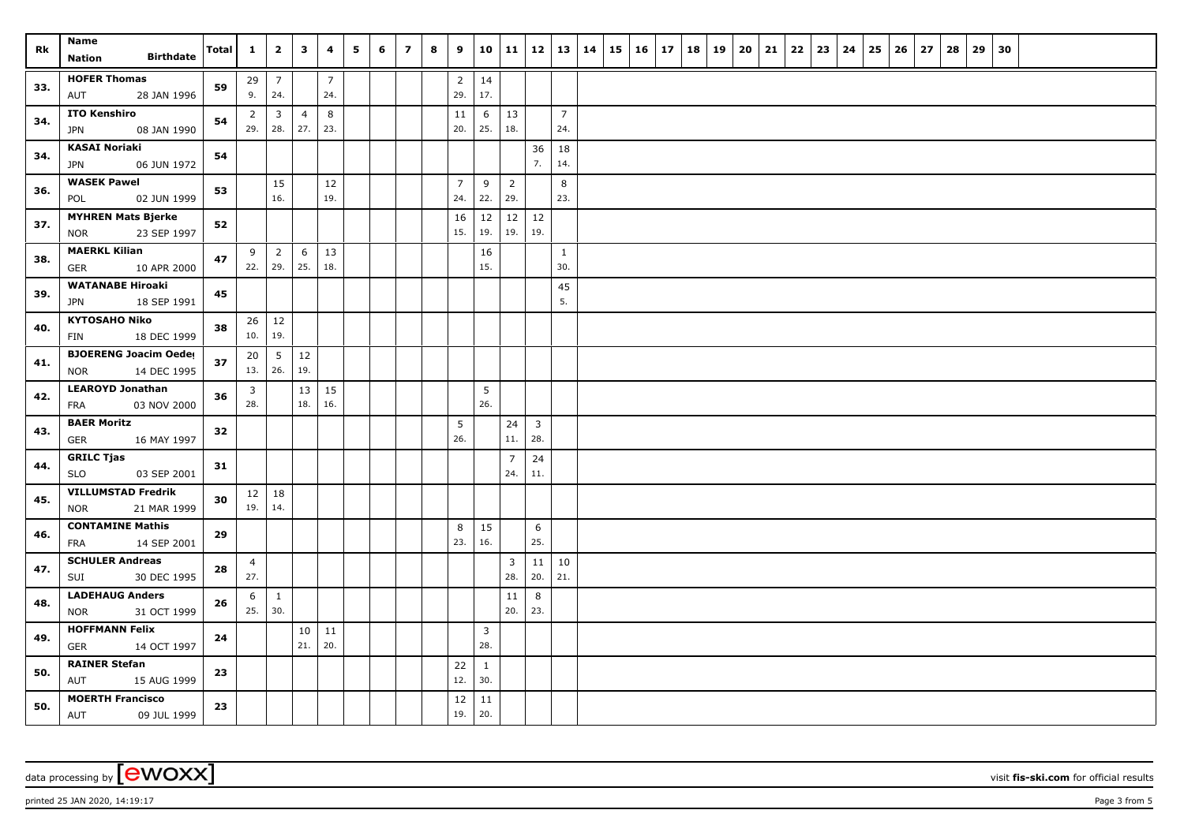| Rk | Name<br>Nation Birthdate | Total | 1 | 2 | 3 | 4 | 5 | 6 | 7 | 8 | 9 | 10 | 11 | 12 | 13 | 14 | 15 | 16 | 17 | 18 | 19 | 20 | 21 | 22 | 23 | 24 | 25 | 26 | 27 | 28 | 29 | 30 |
|---|---|---|---|---|---|---|---|---|---|---|---|---|---|---|---|---|---|---|---|---|---|---|---|---|---|---|---|---|---|---|---|---|
| 33. | HOFER Thomas<br>AUT 28 JAN 1996 | 59 | 29<br>9. | 7<br>24. | | 7<br>24. | | | | | 2<br>29. | 14<br>17. | | | | | | | | | | | | | | | | | | | | |
| 34. | ITO Kenshiro<br>JPN 08 JAN 1990 | 54 | 2<br>29. | 3<br>28. | 4<br>27. | 8<br>23. | | | | | 11<br>20. | 6<br>25. | 13<br>18. | | 7<br>24. | | | | | | | | | | | | | | | | | |
| 34. | KASAI Noriaki<br>JPN 06 JUN 1972 | 54 | | | | | | | | | | | | 36<br>7. | 18<br>14. | | | | | | | | | | | | | | | | | |
| 36. | WASEK Pawel<br>POL 02 JUN 1999 | 53 | | 15<br>16. | | 12<br>19. | | | | | 7<br>24. | 9<br>22. | 2<br>29. | | 8<br>23. | | | | | | | | | | | | | | | | | |
| 37. | MYHREN Mats Bjerke<br>NOR 23 SEP 1997 | 52 | | | | | | | | | 16<br>15. | 12<br>19. | 12<br>19. | 12<br>19. | | | | | | | | | | | | | | | | | | |
| 38. | MAERKL Kilian<br>GER 10 APR 2000 | 47 | 9<br>22. | 2<br>29. | 6<br>25. | 13<br>18. | | | | | | 16<br>15. | | | 1<br>30. | | | | | | | | | | | | | | | | | |
| 39. | WATANABE Hiroaki<br>JPN 18 SEP 1991 | 45 | | | | | | | | | | | | | 45<br>5. | | | | | | | | | | | | | | | | | |
| 40. | KYTOSAHO Niko<br>FIN 18 DEC 1999 | 38 | 26<br>10. | 12<br>19. | | | | | | | | | | | | | | | | | | | | | | | | | | | | |
| 41. | BJOERENG Joacim Oedeg<br>NOR 14 DEC 1995 | 37 | 20<br>13. | 5<br>26. | 12<br>19. | | | | | | | | | | | | | | | | | | | | | | | | | | | |
| 42. | LEAROYD Jonathan<br>FRA 03 NOV 2000 | 36 | 3<br>28. | | 13<br>18. | 15<br>16. | | | | | | 5<br>26. | | | | | | | | | | | | | | | | | | | | |
| 43. | BAER Moritz<br>GER 16 MAY 1997 | 32 | | | | | | | | | 5<br>26. | | 24<br>11. | 3<br>28. | | | | | | | | | | | | | | | | | | |
| 44. | GRILC Tjas<br>SLO 03 SEP 2001 | 31 | | | | | | | | | | | 7<br>24. | 24<br>11. | | | | | | | | | | | | | | | | | | |
| 45. | VILLUMSTAD Fredrik<br>NOR 21 MAR 1999 | 30 | 12<br>19. | 18<br>14. | | | | | | | | | | | | | | | | | | | | | | | | | | | | |
| 46. | CONTAMINE Mathis<br>FRA 14 SEP 2001 | 29 | | | | | | | | | 8<br>23. | 15<br>16. | | 6<br>25. | | | | | | | | | | | | | | | | | | |
| 47. | SCHULER Andreas<br>SUI 30 DEC 1995 | 28 | 4<br>27. | | | | | | | | | | 3<br>28. | 11<br>20. | 10<br>21. | | | | | | | | | | | | | | | | | |
| 48. | LADEHAUG Anders<br>NOR 31 OCT 1999 | 26 | 6<br>25. | 1<br>30. | | | | | | | | | 11<br>20. | 8<br>23. | | | | | | | | | | | | | | | | | | |
| 49. | HOFFMANN Felix<br>GER 14 OCT 1997 | 24 | | | 10<br>21. | 11<br>20. | | | | | | 3<br>28. | | | | | | | | | | | | | | | | | | | | |
| 50. | RAINER Stefan<br>AUT 15 AUG 1999 | 23 | | | | | | | | | 22<br>12. | 1<br>30. | | | | | | | | | | | | | | | | | | | | |
| 50. | MOERTH Francisco<br>AUT 09 JUL 1999 | 23 | | | | | | | | | 12<br>19. | 11<br>20. | | | | | | | | | | | | | | | | | | | | |

data processing by [ewoxx] visit **fis-ski.com** for official results

printed 25 JAN 2020, 14:19:17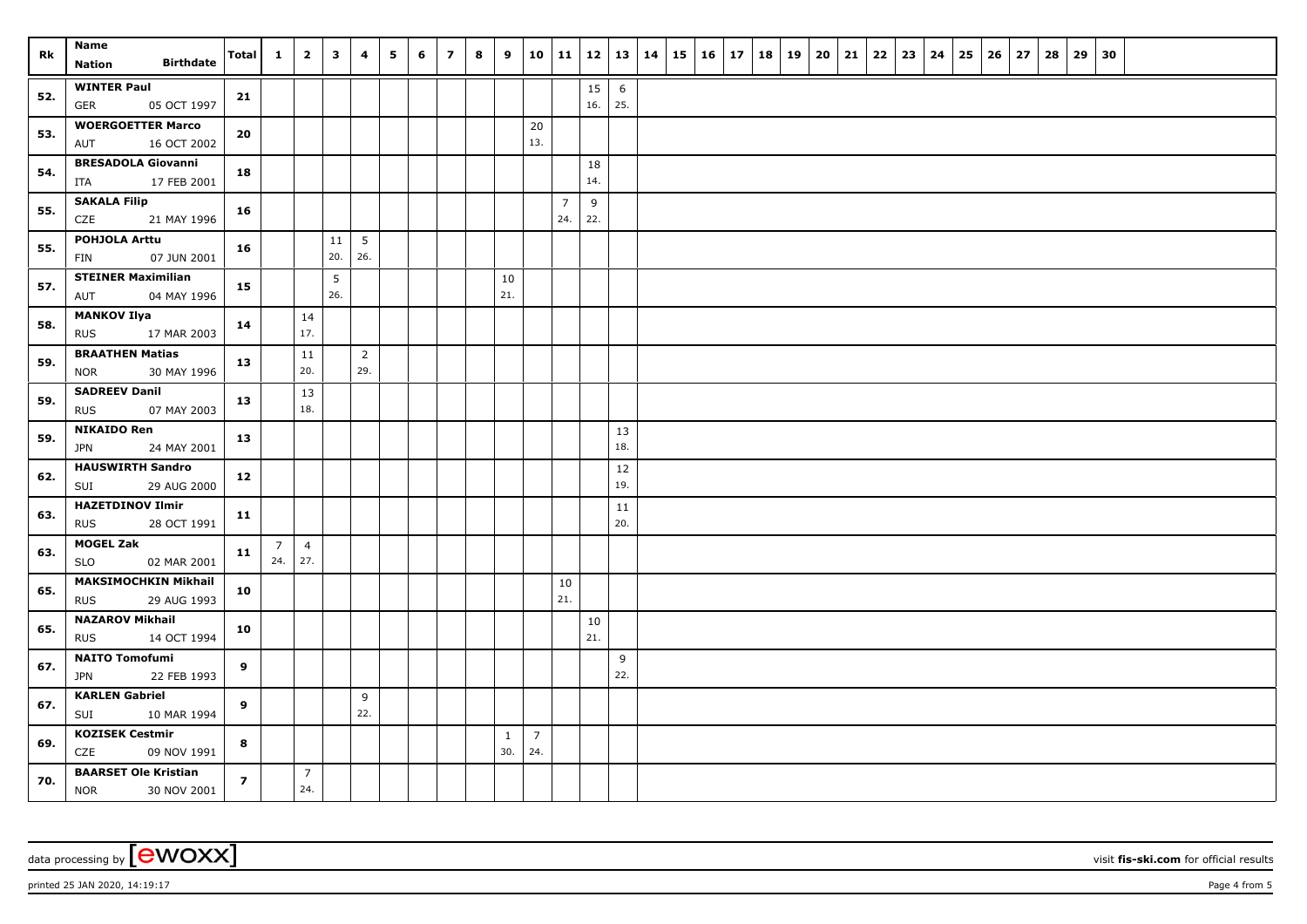| Rk | Name<br>Nation Birthdate | Total | 1 | 2 | 3 | 4 | 5 | 6 | 7 | 8 | 9 | 10 | 11 | 12 | 13 | 14 | 15 | 16 | 17 | 18 | 19 | 20 | 21 | 22 | 23 | 24 | 25 | 26 | 27 | 28 | 29 | 30 |
|---|---|---|---|---|---|---|---|---|---|---|---|---|---|---|---|---|---|---|---|---|---|---|---|---|---|---|---|---|---|---|---|---|
| 52. | **WINTER Paul**<br>GER 05 OCT 1997 | **21** | | | | | | | | | | | | 15<br>16. | 6<br>25. | | | | | | | | | | | | | | | | | |
| 53. | **WOERGOETTER Marco**<br>AUT 16 OCT 2002 | **20** | | | | | | | | | | 20<br>13. | | | | | | | | | | | | | | | | | | | | |
| 54. | **BRESADOLA Giovanni**<br>ITA 17 FEB 2001 | **18** | | | | | | | | | | | | 18<br>14. | | | | | | | | | | | | | | | | | | |
| 55. | **SAKALA Filip**<br>CZE 21 MAY 1996 | **16** | | | | | | | | | | | 7<br>24. | 9<br>22. | | | | | | | | | | | | | | | | | | |
| 55. | **POHJOLA Arttu**<br>FIN 07 JUN 2001 | **16** | | | 11<br>20. | 5<br>26. | | | | | | | | | | | | | | | | | | | | | | | | | | |
| 57. | **STEINER Maximilian**<br>AUT 04 MAY 1996 | **15** | | | 5<br>26. | | | | | | 10<br>21. | | | | | | | | | | | | | | | | | | | | | |
| 58. | **MANKOV Ilya**<br>RUS 17 MAR 2003 | **14** | | 14<br>17. | | | | | | | | | | | | | | | | | | | | | | | | | | | | |
| 59. | **BRAATHEN Matias**<br>NOR 30 MAY 1996 | **13** | | 11<br>20. | | 2<br>29. | | | | | | | | | | | | | | | | | | | | | | | | | | |
| 59. | **SADREEV Danil**<br>RUS 07 MAY 2003 | **13** | | 13<br>18. | | | | | | | | | | | | | | | | | | | | | | | | | | | | |
| 59. | **NIKAIDO Ren**<br>JPN 24 MAY 2001 | **13** | | | | | | | | | | | | | 13<br>18. | | | | | | | | | | | | | | | | | |
| 62. | **HAUSWIRTH Sandro**<br>SUI 29 AUG 2000 | **12** | | | | | | | | | | | | | 12<br>19. | | | | | | | | | | | | | | | | | |
| 63. | **HAZETDINOV Ilmir**<br>RUS 28 OCT 1991 | **11** | | | | | | | | | | | | | 11<br>20. | | | | | | | | | | | | | | | | | |
| 63. | **MOGEL Zak**<br>SLO 02 MAR 2001 | **11** | 7<br>24. | 4<br>27. | | | | | | | | | | | | | | | | | | | | | | | | | | | | |
| 65. | **MAKSIMOCHKIN Mikhail**<br>RUS 29 AUG 1993 | **10** | | | | | | | | | | | 10<br>21. | | | | | | | | | | | | | | | | | | | |
| 65. | **NAZAROV Mikhail**<br>RUS 14 OCT 1994 | **10** | | | | | | | | | | | | 10<br>21. | | | | | | | | | | | | | | | | | | |
| 67. | **NAITO Tomofumi**<br>JPN 22 FEB 1993 | **9** | | | | | | | | | | | | | 9<br>22. | | | | | | | | | | | | | | | | | |
| 67. | **KARLEN Gabriel**<br>SUI 10 MAR 1994 | **9** | | | | 9<br>22. | | | | | | | | | | | | | | | | | | | | | | | | | | |
| 69. | **KOZISEK Cestmir**<br>CZE 09 NOV 1991 | **8** | | | | | | | | | 1<br>30. | 7<br>24. | | | | | | | | | | | | | | | | | | | | |
| 70. | **BAARSET Ole Kristian**<br>NOR 30 NOV 2001 | **7** | | 7<br>24. | | | | | | | | | | | | | | | | | | | | | | | | | | | | |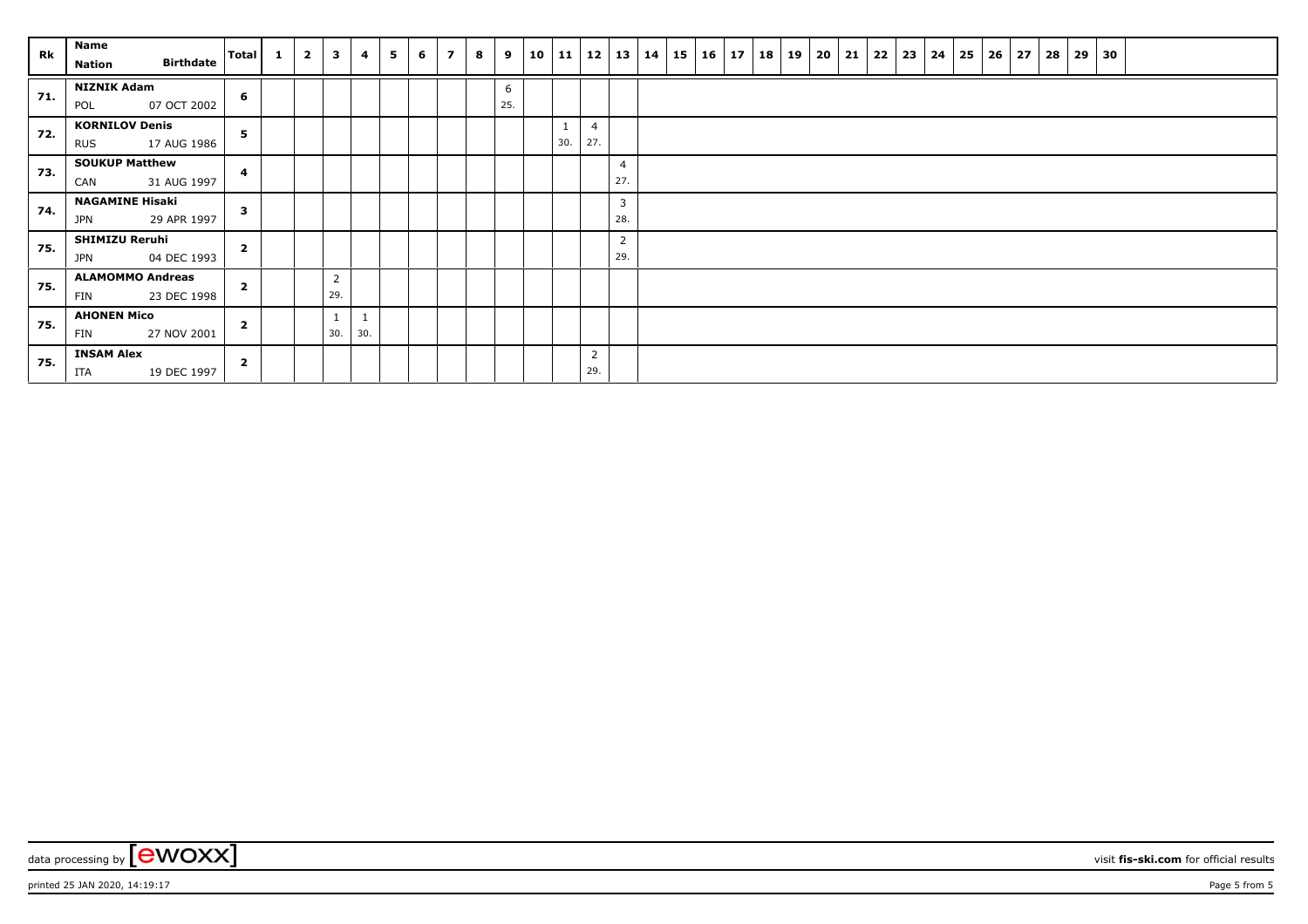| Rk | Name / Nation / Birthdate | Total | 1 | 2 | 3 | 4 | 5 | 6 | 7 | 8 | 9 | 10 | 11 | 12 | 13 | 14 | 15 | 16 | 17 | 18 | 19 | 20 | 21 | 22 | 23 | 24 | 25 | 26 | 27 | 28 | 29 | 30 |
|---|---|---|---|---|---|---|---|---|---|---|---|---|---|---|---|---|---|---|---|---|---|---|---|---|---|---|---|---|---|---|---|---|
| 71. | **NIZNIK Adam** POL 07 OCT 2002 | 6 | | | | | | | | | 6 25. | | | | | | | | | | | | | | | | | | | | | |
| 72. | **KORNILOV Denis** RUS 17 AUG 1986 | 5 | | | | | | | | | | | 1 30. | 4 27. | | | | | | | | | | | | | | | | | | |
| 73. | **SOUKUP Matthew** CAN 31 AUG 1997 | 4 | | | | | | | | | | | | | 4 27. | | | | | | | | | | | | | | | | | |
| 74. | **NAGAMINE Hisaki** JPN 29 APR 1997 | 3 | | | | | | | | | | | | | 3 28. | | | | | | | | | | | | | | | | | |
| 75. | **SHIMIZU Reruhi** JPN 04 DEC 1993 | 2 | | | | | | | | | | | | | 2 29. | | | | | | | | | | | | | | | | | |
| 75. | **ALAMOMMO Andreas** FIN 23 DEC 1998 | 2 | | | 2 29. | | | | | | | | | | | | | | | | | | | | | | | | | | | |
| 75. | **AHONEN Mico** FIN 27 NOV 2001 | 2 | | | 1 30. | 1 30. | | | | | | | | | | | | | | | | | | | | | | | | | | |
| 75. | **INSAM Alex** ITA 19 DEC 1997 | 2 | | | | | | | | | | | | 2 29. | | | | | | | | | | | | | | | | | | |

data processing by [ewoxx]

visit **fis-ski.com** for official results

printed 25 JAN 2020, 14:19:17